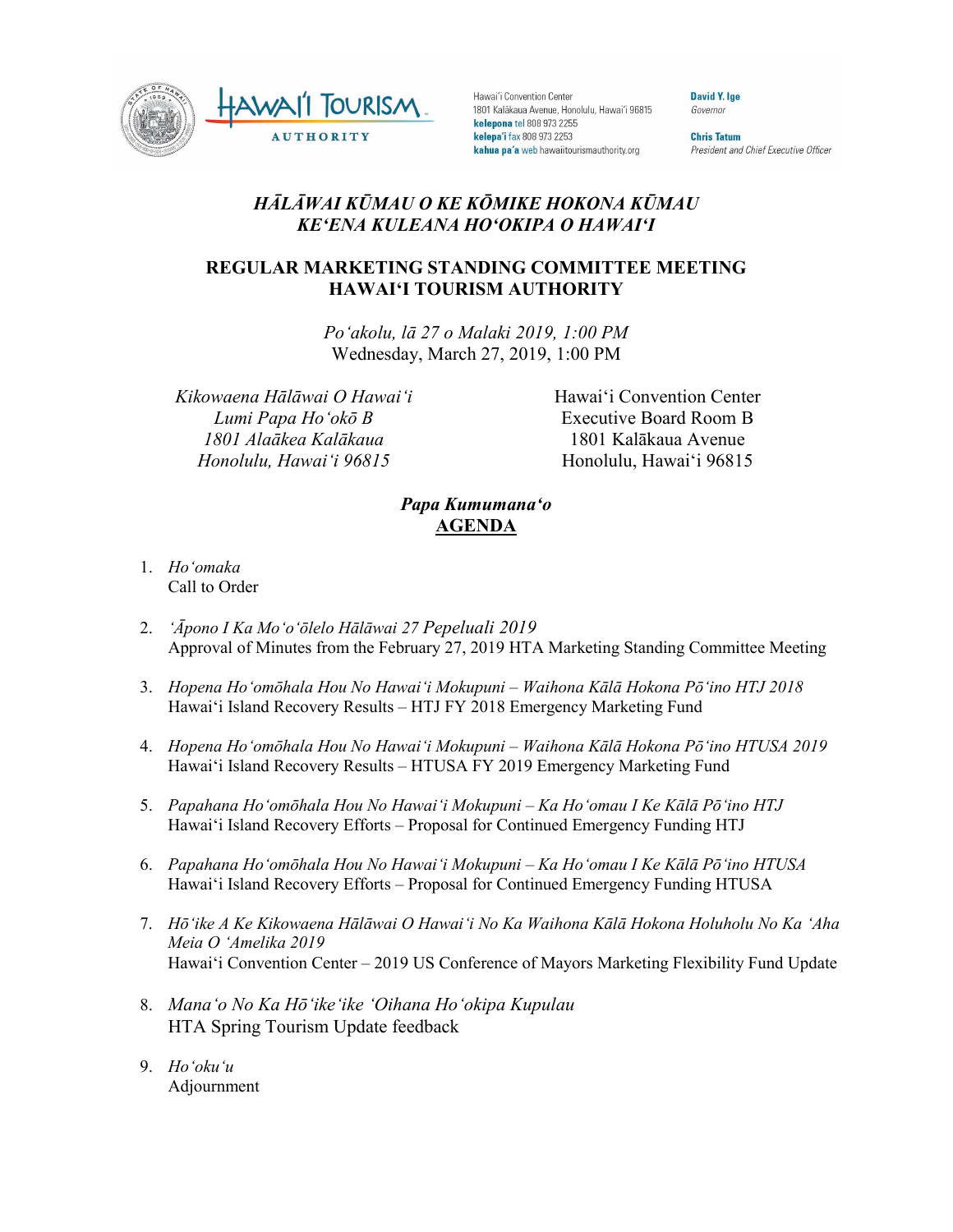Hawaiʻi Convention Center
1801 Kalākaua Avenue, Honolulu, Hawaiʻi 96815
**kelepona** tel 808 973 2255
**kelepaʻi** fax 808 973 2253
**kahua paʻa** web hawaiitourismauthority.org

**David Y. Ige**
*Governor*

**Chris Tatum**
*President and Chief Executive Officer*

## *HĀLĀWAI KŪMAU O KE KŌMIKE HOKONA KŪMAU KEʻENA KULEANA HOʻOKIPA O HAWAIʻI*

## REGULAR MARKETING STANDING COMMITTEE MEETING HAWAIʻI TOURISM AUTHORITY

*Poʻakolu, lā 27 o Malaki 2019, 1:00 PM*
Wednesday, March 27, 2019, 1:00 PM

*Kikowaena Hālāwai O Hawaiʻi*
*Lumi Papa Hoʻokō B*
*1801 Alaākea Kalākaua*
*Honolulu, Hawaiʻi 96815*

Hawaiʻi Convention Center
Executive Board Room B
1801 Kalākaua Avenue
Honolulu, Hawaiʻi 96815

***Papa Kumumanaʻo***
**AGENDA**

1. *Hoʻomaka*
   Call to Order

2. *ʻĀpono I Ka Moʻoʻōlelo Hālāwai 27 Pepeluali 2019*
   Approval of Minutes from the February 27, 2019 HTA Marketing Standing Committee Meeting

3. *Hopena Hoʻomōhala Hou No Hawaiʻi Mokupuni – Waihona Kālā Hokona Pōʻino HTJ 2018*
   Hawaiʻi Island Recovery Results – HTJ FY 2018 Emergency Marketing Fund

4. *Hopena Hoʻomōhala Hou No Hawaiʻi Mokupuni – Waihona Kālā Hokona Pōʻino HTUSA 2019*
   Hawaiʻi Island Recovery Results – HTUSA FY 2019 Emergency Marketing Fund

5. *Papahana Hoʻomōhala Hou No Hawaiʻi Mokupuni – Ka Hoʻomau I Ke Kālā Pōʻino HTJ*
   Hawaiʻi Island Recovery Efforts – Proposal for Continued Emergency Funding HTJ

6. *Papahana Hoʻomōhala Hou No Hawaiʻi Mokupuni – Ka Hoʻomau I Ke Kālā Pōʻino HTUSA*
   Hawaiʻi Island Recovery Efforts – Proposal for Continued Emergency Funding HTUSA

7. *Hōʻike A Ke Kikowaena Hālāwai O Hawaiʻi No Ka Waihona Kālā Hokona Holuholu No Ka ʻAha Meia O ʻAmelika 2019*
   Hawaiʻi Convention Center – 2019 US Conference of Mayors Marketing Flexibility Fund Update

8. *Manaʻo No Ka Hōʻikeʻike ʻOihana Hoʻokipa Kupulau*
   HTA Spring Tourism Update feedback

9. *Hoʻokuʻu*
   Adjournment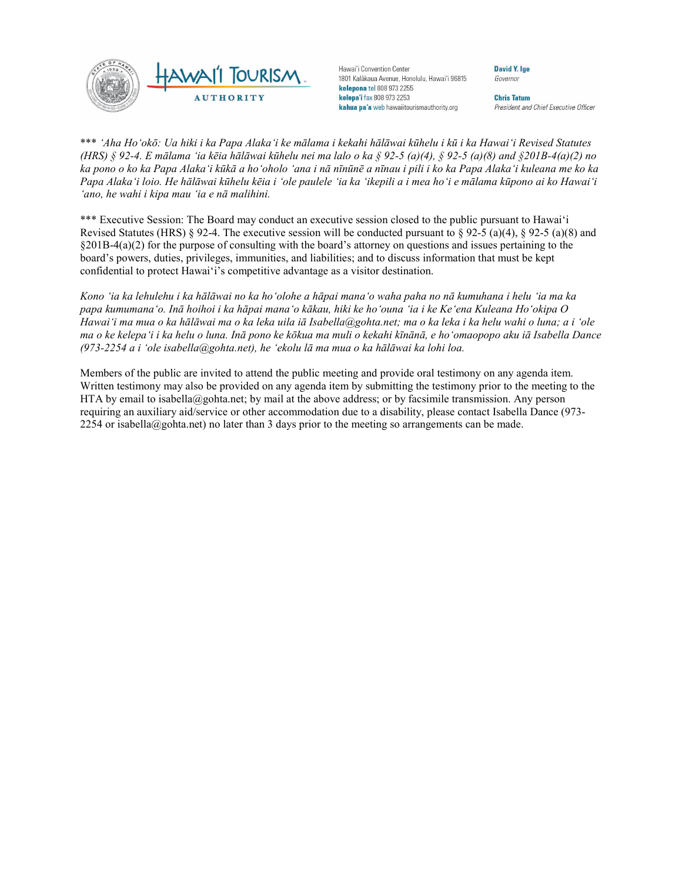Hawai'i Convention Center
1801 Kalākaua Avenue, Honolulu, Hawai'i 96815
**kelepona** tel 808 973 2255
**kelepa'i** fax 808 973 2253
**kahua pa'a** web hawaiitourismauthority.org

**David Y. Ige**
*Governor*

**Chris Tatum**
*President and Chief Executive Officer*

*** *'Aha Hoʻokō: Ua hiki i ka Papa Alakaʻi ke mālama i kekahi hālāwai kūhelu i kū i ka Hawaiʻi Revised Statutes (HRS) § 92-4. E mālama ʻia kēia hālāwai kūhelu nei ma lalo o ka § 92-5 (a)(4), § 92-5 (a)(8) and §201B-4(a)(2) no ka pono o ko ka Papa Alakaʻi kūkā a hoʻoholo ʻana i nā nīnūnē a nīnau i pili i ko ka Papa Alakaʻi kuleana me ko ka Papa Alakaʻi loio. He hālāwai kūhelu kēia i ʻole paulele ʻia ka ʻikepili a i mea hoʻi e mālama kūpono ai ko Hawaiʻi ʻano, he wahi i kipa mau ʻia e nā malihini.*

*** Executive Session: The Board may conduct an executive session closed to the public pursuant to Hawai'i Revised Statutes (HRS) § 92-4. The executive session will be conducted pursuant to § 92-5 (a)(4), § 92-5 (a)(8) and §201B-4(a)(2) for the purpose of consulting with the board's attorney on questions and issues pertaining to the board's powers, duties, privileges, immunities, and liabilities; and to discuss information that must be kept confidential to protect Hawai'i's competitive advantage as a visitor destination.

*Kono ʻia ka lehulehu i ka hālāwai no ka hoʻolohe a hāpai manaʻo waha paha no nā kumuhana i helu ʻia ma ka papa kumumanaʻo. Inā hoihoi i ka hāpai manaʻo kākau, hiki ke hoʻouna ʻia i ke Keʻena Kuleana Hoʻokipa O Hawaiʻi ma mua o ka hālāwai ma o ka leka uila iā Isabella@gohta.net; ma o ka leka i ka helu wahi o luna; a i ʻole ma o ke kelepaʻi i ka helu o luna. Inā pono ke kōkua ma muli o kekahi kīnānā, e hoʻomaopopo aku iā Isabella Dance (973-2254 a i ʻole isabella@gohta.net), he ʻekolu lā ma mua o ka hālāwai ka lohi loa.*

Members of the public are invited to attend the public meeting and provide oral testimony on any agenda item. Written testimony may also be provided on any agenda item by submitting the testimony prior to the meeting to the HTA by email to isabella@gohta.net; by mail at the above address; or by facsimile transmission. Any person requiring an auxiliary aid/service or other accommodation due to a disability, please contact Isabella Dance (973-2254 or isabella@gohta.net) no later than 3 days prior to the meeting so arrangements can be made.